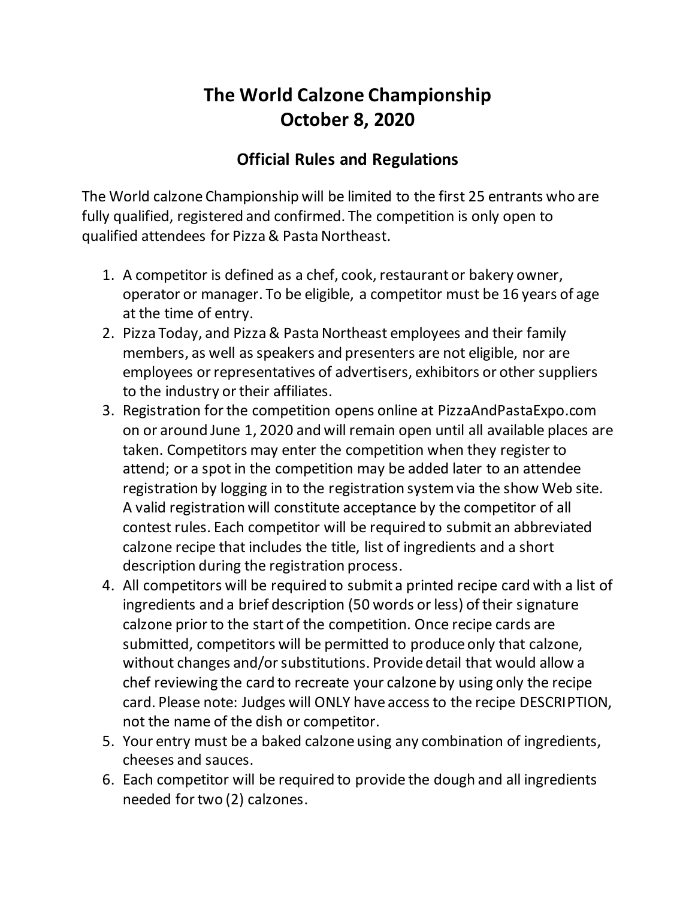# The World Calzone Championship
# October 8, 2020

## Official Rules and Regulations

The World calzone Championship will be limited to the first 25 entrants who are fully qualified, registered and confirmed. The competition is only open to qualified attendees for Pizza & Pasta Northeast.

1. A competitor is defined as a chef, cook, restaurant or bakery owner, operator or manager. To be eligible, a competitor must be 16 years of age at the time of entry.
2. Pizza Today, and Pizza & Pasta Northeast employees and their family members, as well as speakers and presenters are not eligible, nor are employees or representatives of advertisers, exhibitors or other suppliers to the industry or their affiliates.
3. Registration for the competition opens online at PizzaAndPastaExpo.com on or around June 1, 2020 and will remain open until all available places are taken. Competitors may enter the competition when they register to attend; or a spot in the competition may be added later to an attendee registration by logging in to the registration system via the show Web site. A valid registration will constitute acceptance by the competitor of all contest rules. Each competitor will be required to submit an abbreviated calzone recipe that includes the title, list of ingredients and a short description during the registration process.
4. All competitors will be required to submit a printed recipe card with a list of ingredients and a brief description (50 words or less) of their signature calzone prior to the start of the competition. Once recipe cards are submitted, competitors will be permitted to produce only that calzone, without changes and/or substitutions. Provide detail that would allow a chef reviewing the card to recreate your calzone by using only the recipe card. Please note: Judges will ONLY have access to the recipe DESCRIPTION, not the name of the dish or competitor.
5. Your entry must be a baked calzone using any combination of ingredients, cheeses and sauces.
6. Each competitor will be required to provide the dough and all ingredients needed for two (2) calzones.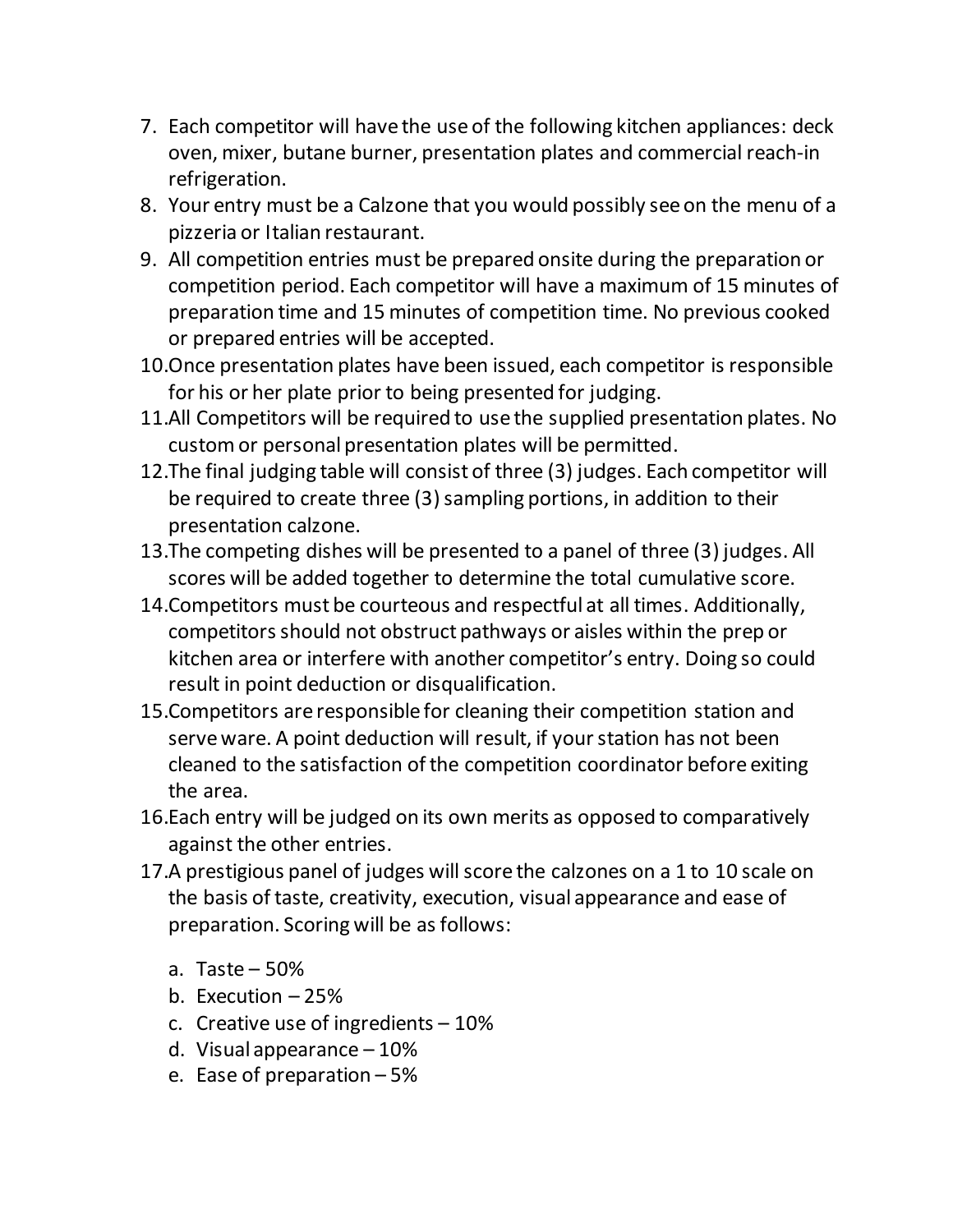7. Each competitor will have the use of the following kitchen appliances: deck oven, mixer, butane burner, presentation plates and commercial reach-in refrigeration.
8. Your entry must be a Calzone that you would possibly see on the menu of a pizzeria or Italian restaurant.
9. All competition entries must be prepared onsite during the preparation or competition period. Each competitor will have a maximum of 15 minutes of preparation time and 15 minutes of competition time. No previous cooked or prepared entries will be accepted.
10. Once presentation plates have been issued, each competitor is responsible for his or her plate prior to being presented for judging.
11. All Competitors will be required to use the supplied presentation plates. No custom or personal presentation plates will be permitted.
12. The final judging table will consist of three (3) judges. Each competitor will be required to create three (3) sampling portions, in addition to their presentation calzone.
13. The competing dishes will be presented to a panel of three (3) judges. All scores will be added together to determine the total cumulative score.
14. Competitors must be courteous and respectful at all times. Additionally, competitors should not obstruct pathways or aisles within the prep or kitchen area or interfere with another competitor's entry. Doing so could result in point deduction or disqualification.
15. Competitors are responsible for cleaning their competition station and serve ware. A point deduction will result, if your station has not been cleaned to the satisfaction of the competition coordinator before exiting the area.
16. Each entry will be judged on its own merits as opposed to comparatively against the other entries.
17. A prestigious panel of judges will score the calzones on a 1 to 10 scale on the basis of taste, creativity, execution, visual appearance and ease of preparation. Scoring will be as follows:

    a. Taste – 50%
    b. Execution – 25%
    c. Creative use of ingredients – 10%
    d. Visual appearance – 10%
    e. Ease of preparation – 5%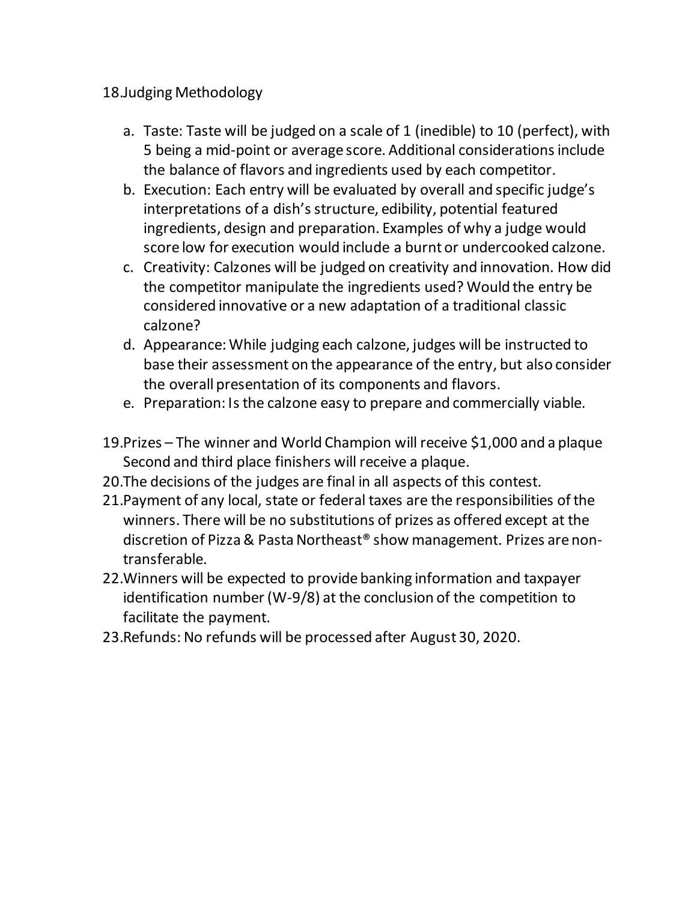18. Judging Methodology

    a. Taste: Taste will be judged on a scale of 1 (inedible) to 10 (perfect), with 5 being a mid-point or average score. Additional considerations include the balance of flavors and ingredients used by each competitor.
    b. Execution: Each entry will be evaluated by overall and specific judge's interpretations of a dish's structure, edibility, potential featured ingredients, design and preparation. Examples of why a judge would score low for execution would include a burnt or undercooked calzone.
    c. Creativity: Calzones will be judged on creativity and innovation. How did the competitor manipulate the ingredients used? Would the entry be considered innovative or a new adaptation of a traditional classic calzone?
    d. Appearance: While judging each calzone, judges will be instructed to base their assessment on the appearance of the entry, but also consider the overall presentation of its components and flavors.
    e. Preparation: Is the calzone easy to prepare and commercially viable.

19. Prizes – The winner and World Champion will receive $1,000 and a plaque Second and third place finishers will receive a plaque.
20. The decisions of the judges are final in all aspects of this contest.
21. Payment of any local, state or federal taxes are the responsibilities of the winners. There will be no substitutions of prizes as offered except at the discretion of Pizza & Pasta Northeast® show management. Prizes are non-transferable.
22. Winners will be expected to provide banking information and taxpayer identification number (W-9/8) at the conclusion of the competition to facilitate the payment.
23. Refunds: No refunds will be processed after August 30, 2020.